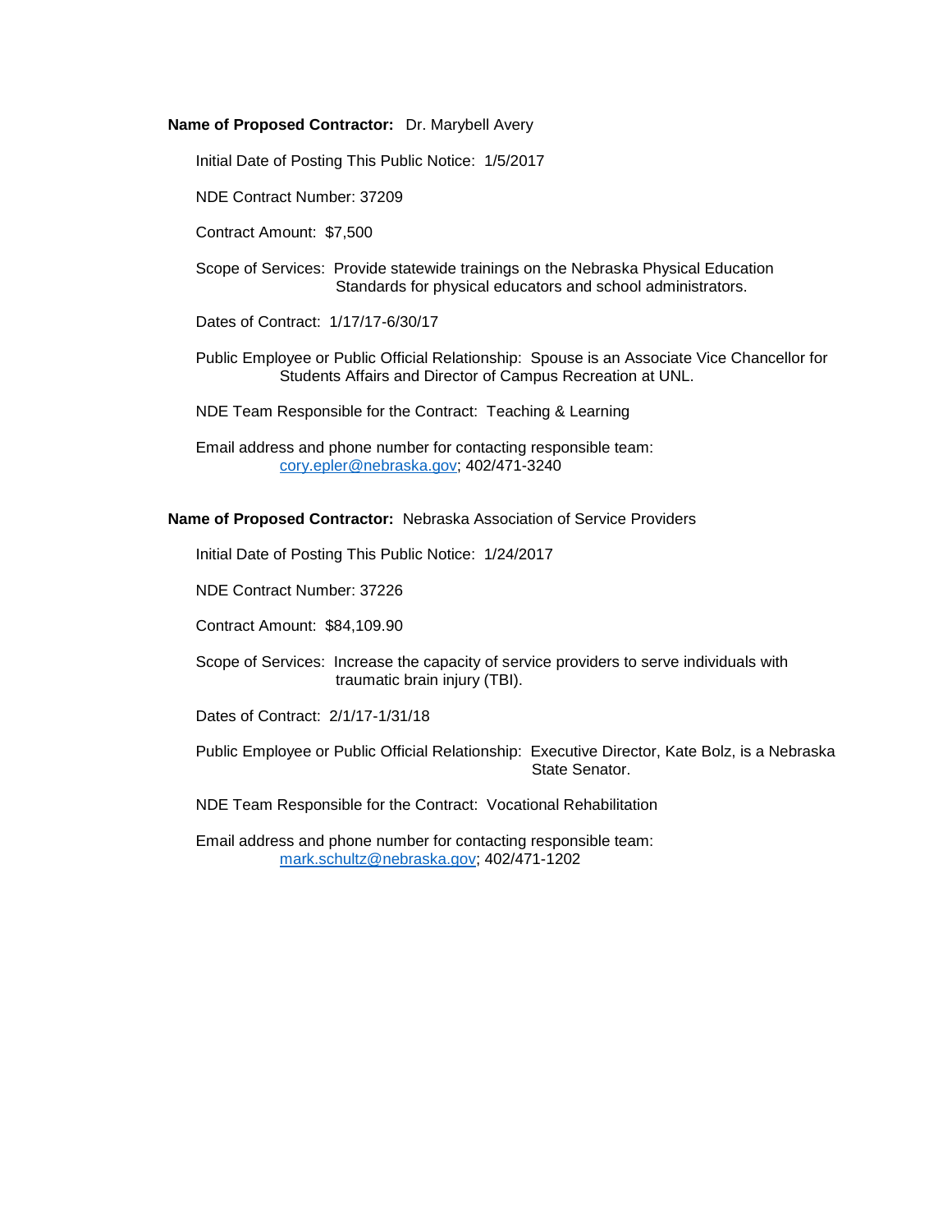**Name of Proposed Contractor:** Dr. Marybell Avery

Initial Date of Posting This Public Notice: 1/5/2017

NDE Contract Number: 37209

Contract Amount: $7,500

Scope of Services: Provide statewide trainings on the Nebraska Physical Education Standards for physical educators and school administrators.

Dates of Contract: 1/17/17-6/30/17

Public Employee or Public Official Relationship: Spouse is an Associate Vice Chancellor for Students Affairs and Director of Campus Recreation at UNL.

NDE Team Responsible for the Contract: Teaching & Learning

Email address and phone number for contacting responsible team: cory.epler@nebraska.gov; 402/471-3240

**Name of Proposed Contractor:** Nebraska Association of Service Providers

Initial Date of Posting This Public Notice: 1/24/2017

NDE Contract Number: 37226

Contract Amount: $84,109.90

Scope of Services: Increase the capacity of service providers to serve individuals with traumatic brain injury (TBI).

Dates of Contract: 2/1/17-1/31/18

Public Employee or Public Official Relationship: Executive Director, Kate Bolz, is a Nebraska State Senator.

NDE Team Responsible for the Contract: Vocational Rehabilitation

Email address and phone number for contacting responsible team: mark.schultz@nebraska.gov; 402/471-1202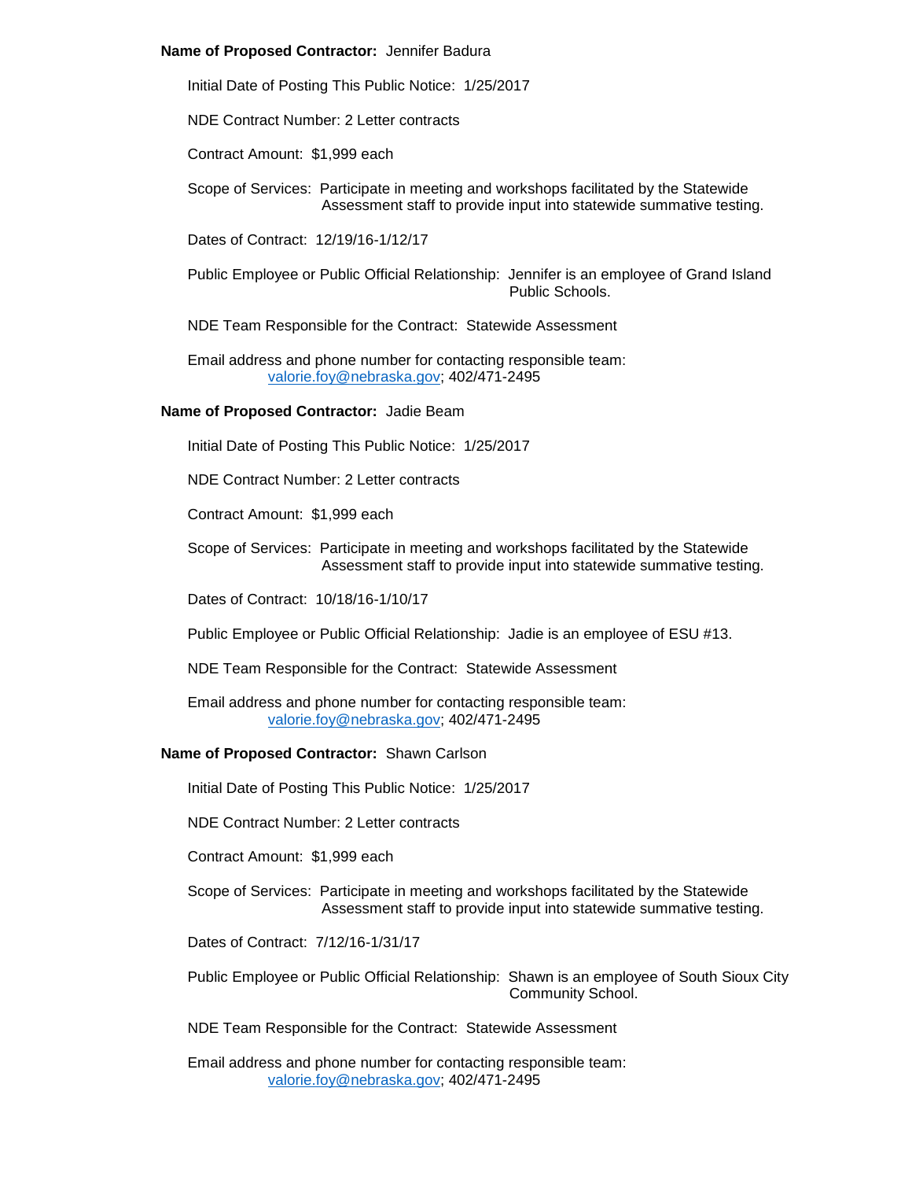**Name of Proposed Contractor:** Jennifer Badura

Initial Date of Posting This Public Notice: 1/25/2017

NDE Contract Number: 2 Letter contracts

Contract Amount: $1,999 each

Scope of Services: Participate in meeting and workshops facilitated by the Statewide Assessment staff to provide input into statewide summative testing.

Dates of Contract: 12/19/16-1/12/17

Public Employee or Public Official Relationship: Jennifer is an employee of Grand Island Public Schools.

NDE Team Responsible for the Contract: Statewide Assessment

Email address and phone number for contacting responsible team:
valorie.foy@nebraska.gov; 402/471-2495

**Name of Proposed Contractor:** Jadie Beam

Initial Date of Posting This Public Notice: 1/25/2017

NDE Contract Number: 2 Letter contracts

Contract Amount: $1,999 each

Scope of Services: Participate in meeting and workshops facilitated by the Statewide Assessment staff to provide input into statewide summative testing.

Dates of Contract: 10/18/16-1/10/17

Public Employee or Public Official Relationship: Jadie is an employee of ESU #13.

NDE Team Responsible for the Contract: Statewide Assessment

Email address and phone number for contacting responsible team:
valorie.foy@nebraska.gov; 402/471-2495

**Name of Proposed Contractor:** Shawn Carlson

Initial Date of Posting This Public Notice: 1/25/2017

NDE Contract Number: 2 Letter contracts

Contract Amount: $1,999 each

Scope of Services: Participate in meeting and workshops facilitated by the Statewide Assessment staff to provide input into statewide summative testing.

Dates of Contract: 7/12/16-1/31/17

Public Employee or Public Official Relationship: Shawn is an employee of South Sioux City Community School.

NDE Team Responsible for the Contract: Statewide Assessment

Email address and phone number for contacting responsible team:
valorie.foy@nebraska.gov; 402/471-2495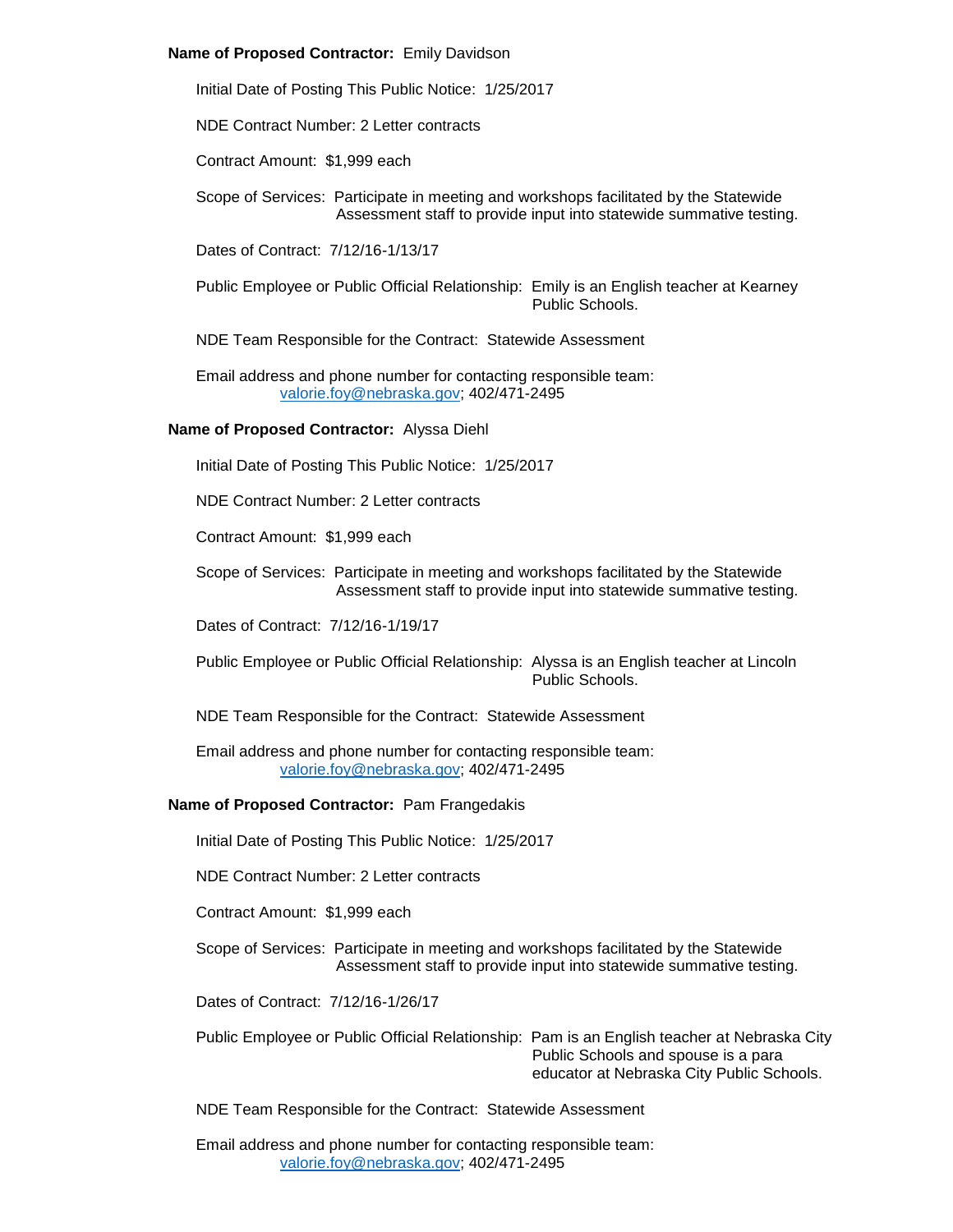**Name of Proposed Contractor:** Emily Davidson

Initial Date of Posting This Public Notice: 1/25/2017

NDE Contract Number: 2 Letter contracts

Contract Amount: $1,999 each

Scope of Services: Participate in meeting and workshops facilitated by the Statewide Assessment staff to provide input into statewide summative testing.

Dates of Contract: 7/12/16-1/13/17

Public Employee or Public Official Relationship: Emily is an English teacher at Kearney Public Schools.

NDE Team Responsible for the Contract: Statewide Assessment

Email address and phone number for contacting responsible team:
valorie.foy@nebraska.gov; 402/471-2495

**Name of Proposed Contractor:** Alyssa Diehl

Initial Date of Posting This Public Notice: 1/25/2017

NDE Contract Number: 2 Letter contracts

Contract Amount: $1,999 each

Scope of Services: Participate in meeting and workshops facilitated by the Statewide Assessment staff to provide input into statewide summative testing.

Dates of Contract: 7/12/16-1/19/17

Public Employee or Public Official Relationship: Alyssa is an English teacher at Lincoln Public Schools.

NDE Team Responsible for the Contract: Statewide Assessment

Email address and phone number for contacting responsible team:
valorie.foy@nebraska.gov; 402/471-2495

**Name of Proposed Contractor:** Pam Frangedakis

Initial Date of Posting This Public Notice: 1/25/2017

NDE Contract Number: 2 Letter contracts

Contract Amount: $1,999 each

Scope of Services: Participate in meeting and workshops facilitated by the Statewide Assessment staff to provide input into statewide summative testing.

Dates of Contract: 7/12/16-1/26/17

Public Employee or Public Official Relationship: Pam is an English teacher at Nebraska City Public Schools and spouse is a para educator at Nebraska City Public Schools.

NDE Team Responsible for the Contract: Statewide Assessment

Email address and phone number for contacting responsible team:
valorie.foy@nebraska.gov; 402/471-2495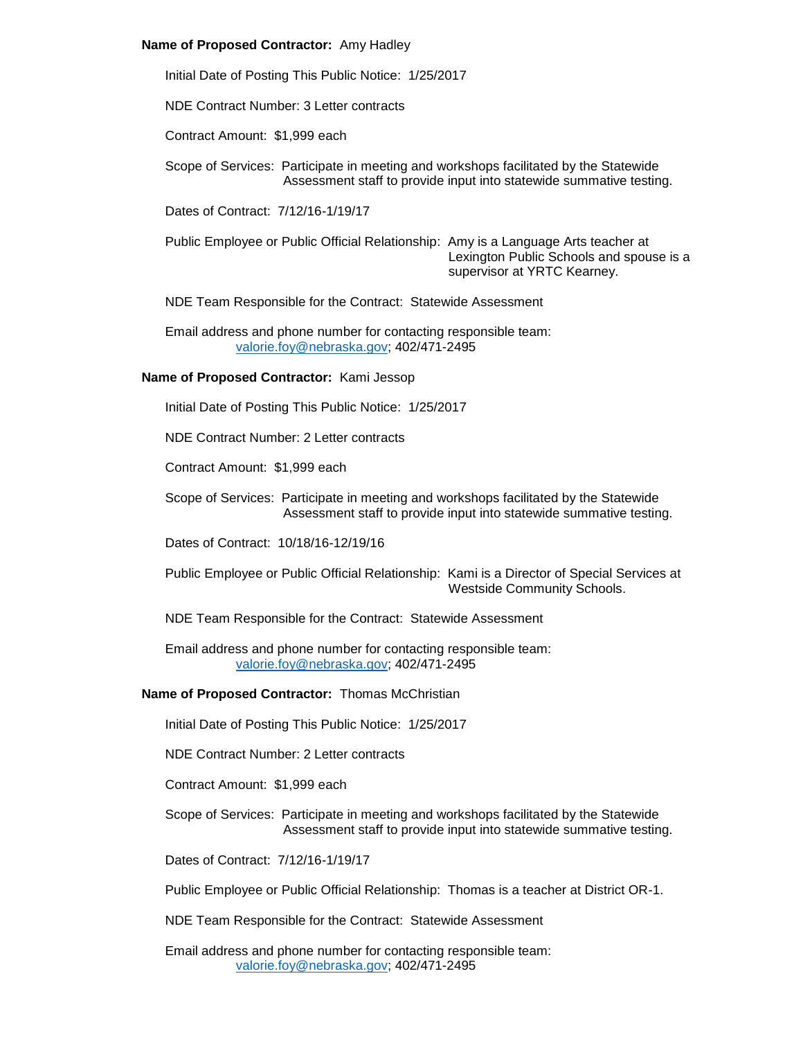**Name of Proposed Contractor:** Amy Hadley

Initial Date of Posting This Public Notice: 1/25/2017

NDE Contract Number: 3 Letter contracts

Contract Amount: $1,999 each

Scope of Services: Participate in meeting and workshops facilitated by the Statewide Assessment staff to provide input into statewide summative testing.

Dates of Contract: 7/12/16-1/19/17

Public Employee or Public Official Relationship: Amy is a Language Arts teacher at Lexington Public Schools and spouse is a supervisor at YRTC Kearney.

NDE Team Responsible for the Contract: Statewide Assessment

Email address and phone number for contacting responsible team:
valorie.foy@nebraska.gov; 402/471-2495

**Name of Proposed Contractor:** Kami Jessop

Initial Date of Posting This Public Notice: 1/25/2017

NDE Contract Number: 2 Letter contracts

Contract Amount: $1,999 each

Scope of Services: Participate in meeting and workshops facilitated by the Statewide Assessment staff to provide input into statewide summative testing.

Dates of Contract: 10/18/16-12/19/16

Public Employee or Public Official Relationship: Kami is a Director of Special Services at Westside Community Schools.

NDE Team Responsible for the Contract: Statewide Assessment

Email address and phone number for contacting responsible team:
valorie.foy@nebraska.gov; 402/471-2495

**Name of Proposed Contractor:** Thomas McChristian

Initial Date of Posting This Public Notice: 1/25/2017

NDE Contract Number: 2 Letter contracts

Contract Amount: $1,999 each

Scope of Services: Participate in meeting and workshops facilitated by the Statewide Assessment staff to provide input into statewide summative testing.

Dates of Contract: 7/12/16-1/19/17

Public Employee or Public Official Relationship: Thomas is a teacher at District OR-1.

NDE Team Responsible for the Contract: Statewide Assessment

Email address and phone number for contacting responsible team:
valorie.foy@nebraska.gov; 402/471-2495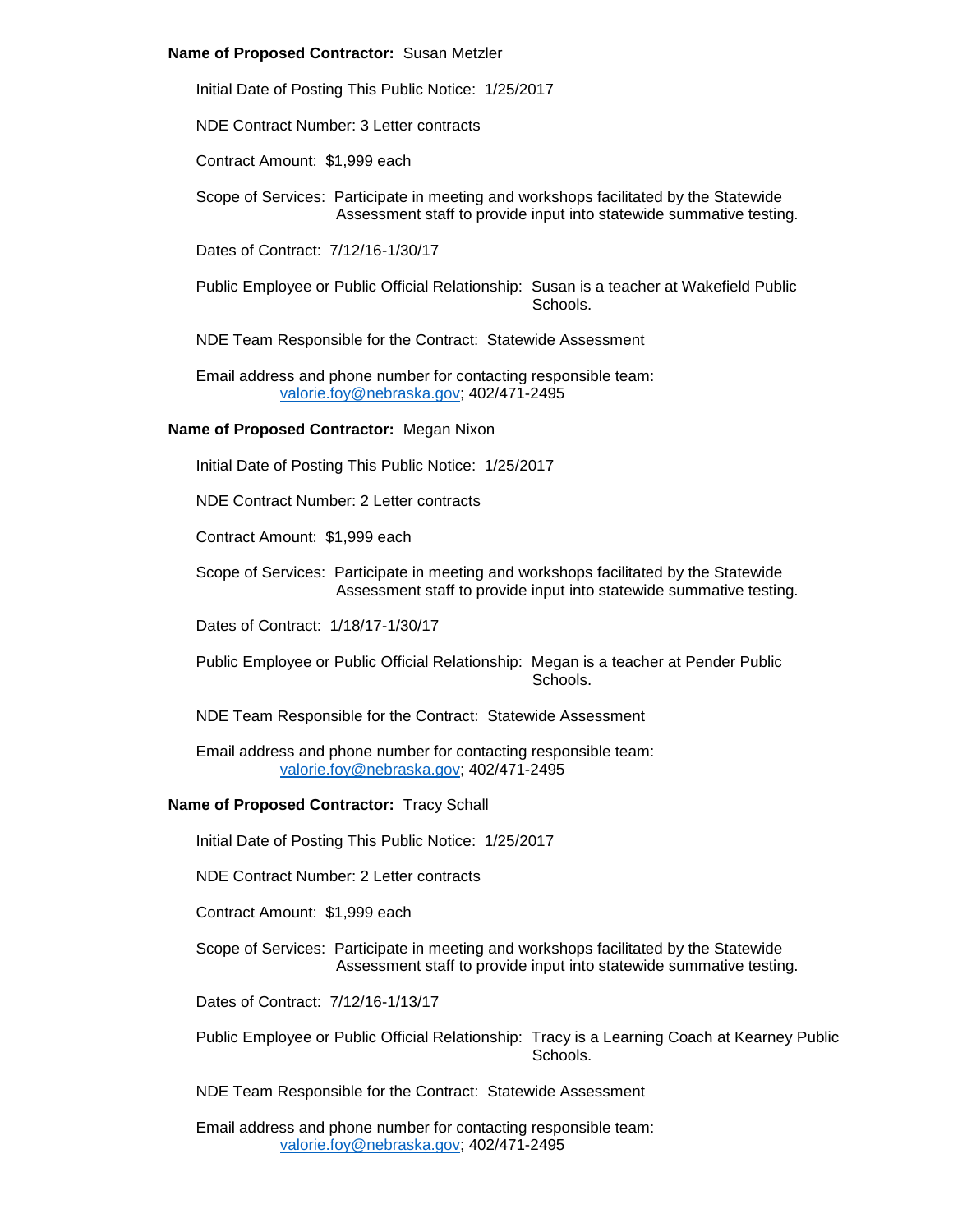**Name of Proposed Contractor:** Susan Metzler

Initial Date of Posting This Public Notice: 1/25/2017

NDE Contract Number: 3 Letter contracts

Contract Amount: $1,999 each

Scope of Services: Participate in meeting and workshops facilitated by the Statewide Assessment staff to provide input into statewide summative testing.

Dates of Contract: 7/12/16-1/30/17

Public Employee or Public Official Relationship: Susan is a teacher at Wakefield Public Schools.

NDE Team Responsible for the Contract: Statewide Assessment

Email address and phone number for contacting responsible team: valorie.foy@nebraska.gov; 402/471-2495

**Name of Proposed Contractor:** Megan Nixon

Initial Date of Posting This Public Notice: 1/25/2017

NDE Contract Number: 2 Letter contracts

Contract Amount: $1,999 each

Scope of Services: Participate in meeting and workshops facilitated by the Statewide Assessment staff to provide input into statewide summative testing.

Dates of Contract: 1/18/17-1/30/17

Public Employee or Public Official Relationship: Megan is a teacher at Pender Public Schools.

NDE Team Responsible for the Contract: Statewide Assessment

Email address and phone number for contacting responsible team: valorie.foy@nebraska.gov; 402/471-2495

**Name of Proposed Contractor:** Tracy Schall

Initial Date of Posting This Public Notice: 1/25/2017

NDE Contract Number: 2 Letter contracts

Contract Amount: $1,999 each

Scope of Services: Participate in meeting and workshops facilitated by the Statewide Assessment staff to provide input into statewide summative testing.

Dates of Contract: 7/12/16-1/13/17

Public Employee or Public Official Relationship: Tracy is a Learning Coach at Kearney Public Schools.

NDE Team Responsible for the Contract: Statewide Assessment

Email address and phone number for contacting responsible team: valorie.foy@nebraska.gov; 402/471-2495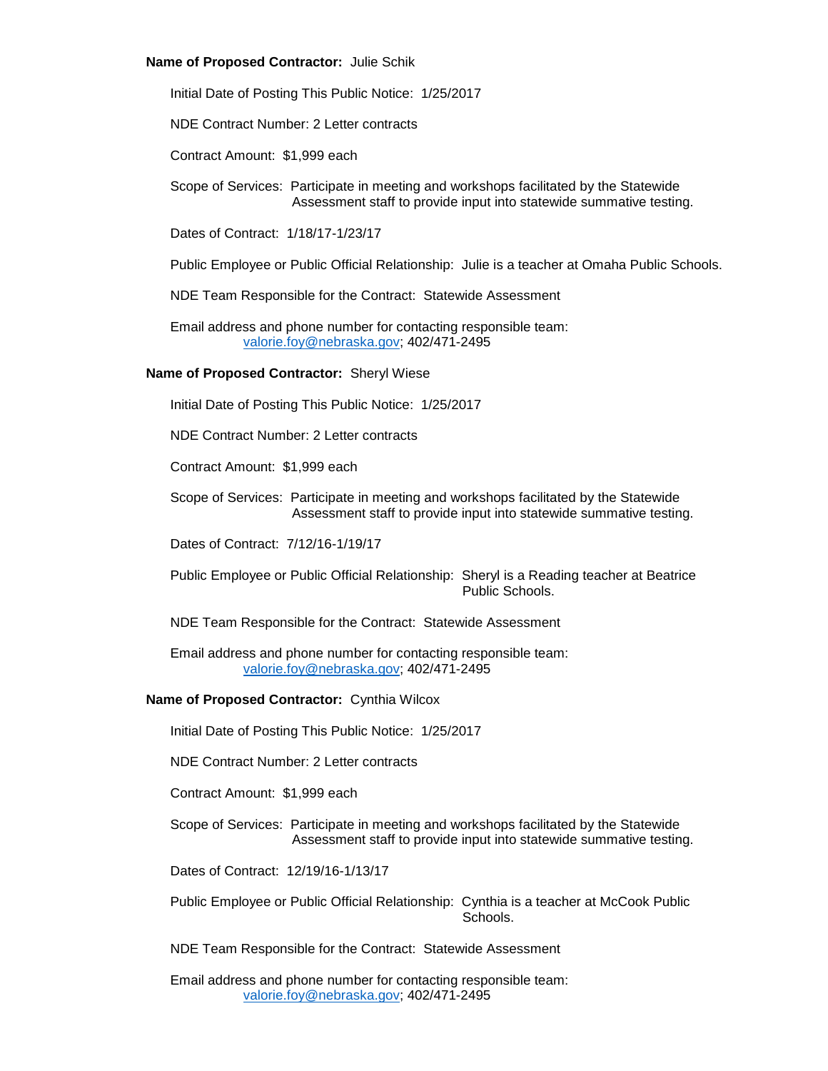**Name of Proposed Contractor:** Julie Schik

Initial Date of Posting This Public Notice: 1/25/2017

NDE Contract Number: 2 Letter contracts

Contract Amount: $1,999 each

Scope of Services: Participate in meeting and workshops facilitated by the Statewide Assessment staff to provide input into statewide summative testing.

Dates of Contract: 1/18/17-1/23/17

Public Employee or Public Official Relationship: Julie is a teacher at Omaha Public Schools.

NDE Team Responsible for the Contract: Statewide Assessment

Email address and phone number for contacting responsible team:
valorie.foy@nebraska.gov; 402/471-2495

**Name of Proposed Contractor:** Sheryl Wiese

Initial Date of Posting This Public Notice: 1/25/2017

NDE Contract Number: 2 Letter contracts

Contract Amount: $1,999 each

Scope of Services: Participate in meeting and workshops facilitated by the Statewide Assessment staff to provide input into statewide summative testing.

Dates of Contract: 7/12/16-1/19/17

Public Employee or Public Official Relationship: Sheryl is a Reading teacher at Beatrice Public Schools.

NDE Team Responsible for the Contract: Statewide Assessment

Email address and phone number for contacting responsible team:
valorie.foy@nebraska.gov; 402/471-2495

**Name of Proposed Contractor:** Cynthia Wilcox

Initial Date of Posting This Public Notice: 1/25/2017

NDE Contract Number: 2 Letter contracts

Contract Amount: $1,999 each

Scope of Services: Participate in meeting and workshops facilitated by the Statewide Assessment staff to provide input into statewide summative testing.

Dates of Contract: 12/19/16-1/13/17

Public Employee or Public Official Relationship: Cynthia is a teacher at McCook Public Schools.

NDE Team Responsible for the Contract: Statewide Assessment

Email address and phone number for contacting responsible team:
valorie.foy@nebraska.gov; 402/471-2495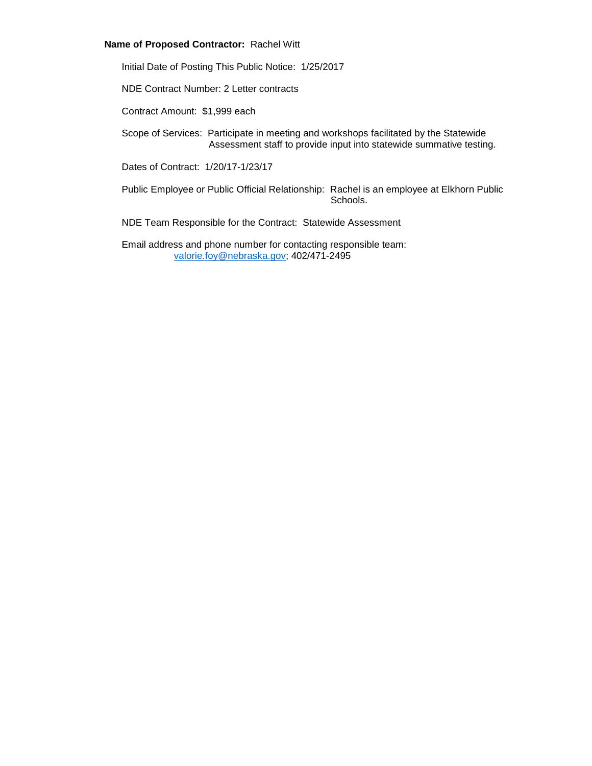**Name of Proposed Contractor:** Rachel Witt

Initial Date of Posting This Public Notice: 1/25/2017

NDE Contract Number: 2 Letter contracts

Contract Amount: $1,999 each

Scope of Services: Participate in meeting and workshops facilitated by the Statewide Assessment staff to provide input into statewide summative testing.

Dates of Contract: 1/20/17-1/23/17

Public Employee or Public Official Relationship: Rachel is an employee at Elkhorn Public Schools.

NDE Team Responsible for the Contract: Statewide Assessment

Email address and phone number for contacting responsible team:
valorie.foy@nebraska.gov; 402/471-2495